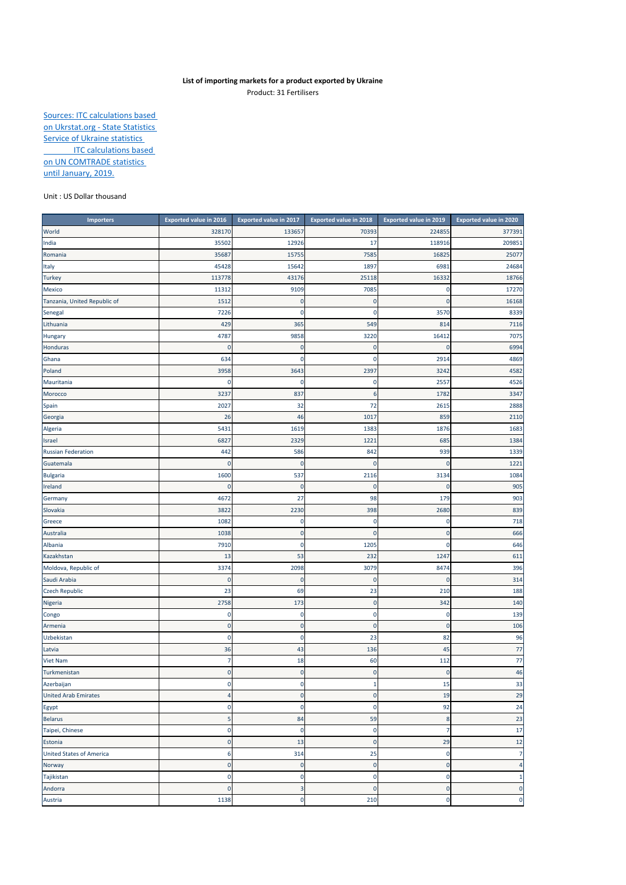**List of importing markets for a product exported by Ukraine**

Product: 31 Fertilisers

Sources: ITC calculations based on Ukrstat.org - State Statistics Service of Ukraine statistics ITC calculations based on UN COMTRADE statistics until January, 2019.

Unit : US Dollar thousand

| Importers | Exported value in 2016 | Exported value in 2017 | Exported value in 2018 | Exported value in 2019 | Exported value in 2020 |
|---|---|---|---|---|---|
| World | 328170 | 133657 | 70393 | 224855 | 377391 |
| India | 35502 | 12926 | 17 | 118916 | 209851 |
| Romania | 35687 | 15755 | 7585 | 16825 | 25077 |
| Italy | 45428 | 15642 | 1897 | 6981 | 24684 |
| Turkey | 113778 | 43176 | 25118 | 16332 | 18766 |
| Mexico | 11312 | 9109 | 7085 | 0 | 17270 |
| Tanzania, United Republic of | 1512 | 0 | 0 | 0 | 16168 |
| Senegal | 7226 | 0 | 0 | 3570 | 8339 |
| Lithuania | 429 | 365 | 549 | 814 | 7116 |
| Hungary | 4787 | 9858 | 3220 | 16412 | 7075 |
| Honduras | 0 | 0 | 0 | 0 | 6994 |
| Ghana | 634 | 0 | 0 | 2914 | 4869 |
| Poland | 3958 | 3643 | 2397 | 3242 | 4582 |
| Mauritania | 0 | 0 | 0 | 2557 | 4526 |
| Morocco | 3237 | 837 | 6 | 1782 | 3347 |
| Spain | 2027 | 32 | 72 | 2615 | 2888 |
| Georgia | 26 | 46 | 1017 | 859 | 2110 |
| Algeria | 5431 | 1619 | 1383 | 1876 | 1683 |
| Israel | 6827 | 2329 | 1221 | 685 | 1384 |
| Russian Federation | 442 | 586 | 842 | 939 | 1339 |
| Guatemala | 0 | 0 | 0 | 0 | 1221 |
| Bulgaria | 1600 | 537 | 2116 | 3134 | 1084 |
| Ireland | 0 | 0 | 0 | 0 | 905 |
| Germany | 4672 | 27 | 98 | 179 | 903 |
| Slovakia | 3822 | 2230 | 398 | 2680 | 839 |
| Greece | 1082 | 0 | 0 | 0 | 718 |
| Australia | 1038 | 0 | 0 | 0 | 666 |
| Albania | 7910 | 0 | 1205 | 0 | 646 |
| Kazakhstan | 13 | 53 | 232 | 1247 | 611 |
| Moldova, Republic of | 3374 | 2098 | 3079 | 8474 | 396 |
| Saudi Arabia | 0 | 0 | 0 | 0 | 314 |
| Czech Republic | 23 | 69 | 23 | 210 | 188 |
| Nigeria | 2758 | 173 | 0 | 342 | 140 |
| Congo | 0 | 0 | 0 | 0 | 139 |
| Armenia | 0 | 0 | 0 | 0 | 106 |
| Uzbekistan | 0 | 0 | 23 | 82 | 96 |
| Latvia | 36 | 43 | 136 | 45 | 77 |
| Viet Nam | 7 | 18 | 60 | 112 | 77 |
| Turkmenistan | 0 | 0 | 0 | 0 | 46 |
| Azerbaijan | 0 | 0 | 1 | 15 | 33 |
| United Arab Emirates | 4 | 0 | 0 | 19 | 29 |
| Egypt | 0 | 0 | 0 | 92 | 24 |
| Belarus | 5 | 84 | 59 | 8 | 23 |
| Taipei, Chinese | 0 | 0 | 0 | 7 | 17 |
| Estonia | 0 | 13 | 0 | 29 | 12 |
| United States of America | 6 | 314 | 25 | 0 | 7 |
| Norway | 0 | 0 | 0 | 0 | 4 |
| Tajikistan | 0 | 0 | 0 | 0 | 1 |
| Andorra | 0 | 3 | 0 | 0 | 0 |
| Austria | 1138 | 0 | 210 | 0 | 0 |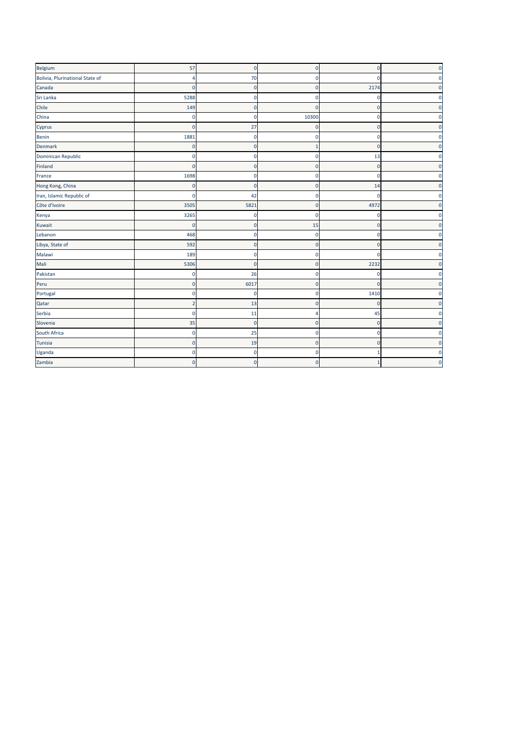| | | | | | |
|---|---|---|---|---|---|
| Belgium | 57 | 0 | 0 | 0 | 0 |
| Bolivia, Plurinational State of | 4 | 70 | 0 | 0 | 0 |
| Canada | 0 | 0 | 0 | 2174 | 0 |
| Sri Lanka | 5288 | 0 | 0 | 0 | 0 |
| Chile | 149 | 0 | 0 | 0 | 0 |
| China | 0 | 0 | 10300 | 0 | 0 |
| Cyprus | 0 | 27 | 0 | 0 | 0 |
| Benin | 1881 | 0 | 0 | 0 | 0 |
| Denmark | 0 | 0 | 1 | 0 | 0 |
| Dominican Republic | 0 | 0 | 0 | 13 | 0 |
| Finland | 0 | 0 | 0 | 0 | 0 |
| France | 1698 | 0 | 0 | 0 | 0 |
| Hong Kong, China | 0 | 0 | 0 | 14 | 0 |
| Iran, Islamic Republic of | 0 | 42 | 0 | 0 | 0 |
| Côte d'Ivoire | 3505 | 5821 | 0 | 4972 | 0 |
| Kenya | 3265 | 0 | 0 | 0 | 0 |
| Kuwait | 0 | 0 | 15 | 0 | 0 |
| Lebanon | 468 | 0 | 0 | 0 | 0 |
| Libya, State of | 592 | 0 | 0 | 0 | 0 |
| Malawi | 189 | 0 | 0 | 0 | 0 |
| Mali | 5306 | 0 | 0 | 2232 | 0 |
| Pakistan | 0 | 26 | 0 | 0 | 0 |
| Peru | 0 | 6017 | 0 | 0 | 0 |
| Portugal | 0 | 0 | 0 | 1410 | 0 |
| Qatar | 2 | 13 | 0 | 0 | 0 |
| Serbia | 0 | 11 | 4 | 45 | 0 |
| Slovenia | 35 | 0 | 0 | 0 | 0 |
| South Africa | 0 | 25 | 0 | 0 | 0 |
| Tunisia | 0 | 19 | 0 | 0 | 0 |
| Uganda | 0 | 0 | 0 | 1 | 0 |
| Zambia | 0 | 0 | 0 | 1 | 0 |